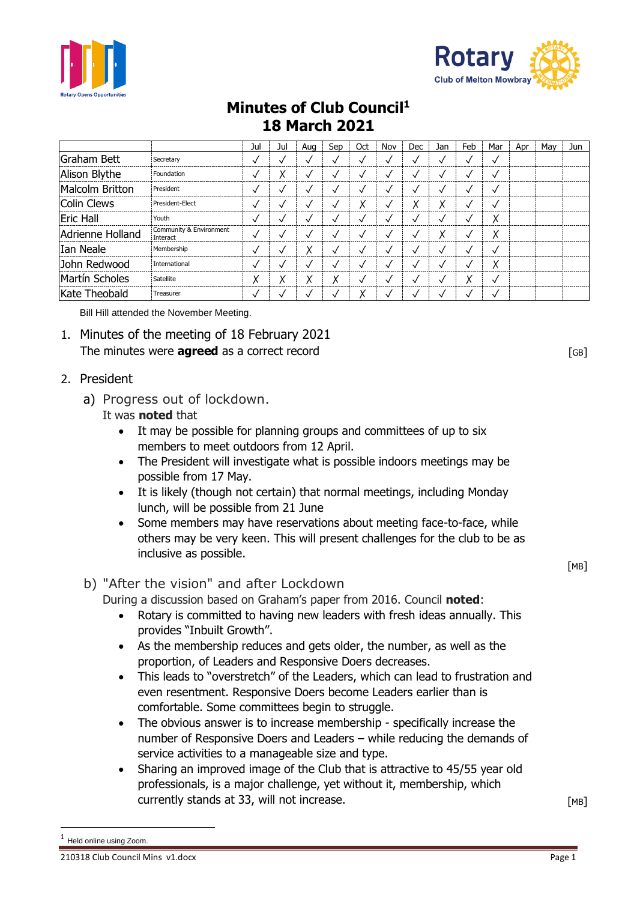# Minutes of Club Council[1]

## 18 March 2021

| | | Jul | Jul | Aug | Sep | Oct | Nov | Dec | Jan | Feb | Mar | Apr | May | Jun |
|---|---|---|---|---|---|---|---|---|---|---|---|---|---|---|
| Graham Bett | Secretary | ✓ | ✓ | ✓ | ✓ | ✓ | ✓ | ✓ | ✓ | ✓ | ✓ | | | |
| Alison Blythe | Foundation | ✓ | X | ✓ | ✓ | ✓ | ✓ | ✓ | ✓ | ✓ | ✓ | | | |
| Malcolm Britton | President | ✓ | ✓ | ✓ | ✓ | ✓ | ✓ | ✓ | ✓ | ✓ | ✓ | | | |
| Colin Clews | President-Elect | ✓ | ✓ | ✓ | ✓ | X | ✓ | X | X | ✓ | ✓ | | | |
| Eric Hall | Youth | ✓ | ✓ | ✓ | ✓ | ✓ | ✓ | ✓ | ✓ | ✓ | X | | | |
| Adrienne Holland | Community & Environment Interact | ✓ | ✓ | ✓ | ✓ | ✓ | ✓ | ✓ | X | ✓ | X | | | |
| Ian Neale | Membership | ✓ | ✓ | X | ✓ | ✓ | ✓ | ✓ | ✓ | ✓ | ✓ | | | |
| John Redwood | International | ✓ | ✓ | ✓ | ✓ | ✓ | ✓ | ✓ | ✓ | ✓ | X | | | |
| Martín Scholes | Satellite | X | X | X | X | ✓ | ✓ | ✓ | ✓ | X | ✓ | | | |
| Kate Theobald | Treasurer | ✓ | ✓ | ✓ | ✓ | X | ✓ | ✓ | ✓ | ✓ | ✓ | | | |

Bill Hill attended the November Meeting.

1. Minutes of the meeting of 18 February 2021
   The minutes were **agreed** as a correct record [GB]

2. President

   a) Progress out of lockdown.
   It was **noted** that
   - It may be possible for planning groups and committees of up to six members to meet outdoors from 12 April.
   - The President will investigate what is possible indoors meetings may be possible from 17 May.
   - It is likely (though not certain) that normal meetings, including Monday lunch, will be possible from 21 June
   - Some members may have reservations about meeting face-to-face, while others may be very keen. This will present challenges for the club to be as inclusive as possible.

   [MB]

   b) "After the vision" and after Lockdown
   During a discussion based on Graham's paper from 2016. Council **noted**:
   - Rotary is committed to having new leaders with fresh ideas annually. This provides "Inbuilt Growth".
   - As the membership reduces and gets older, the number, as well as the proportion, of Leaders and Responsive Doers decreases.
   - This leads to "overstretch" of the Leaders, which can lead to frustration and even resentment. Responsive Doers become Leaders earlier than is comfortable. Some committees begin to struggle.
   - The obvious answer is to increase membership - specifically increase the number of Responsive Doers and Leaders – while reducing the demands of service activities to a manageable size and type.
   - Sharing an improved image of the Club that is attractive to 45/55 year old professionals, is a major challenge, yet without it, membership, which currently stands at 33, will not increase.

   [MB]

[1] Held online using Zoom.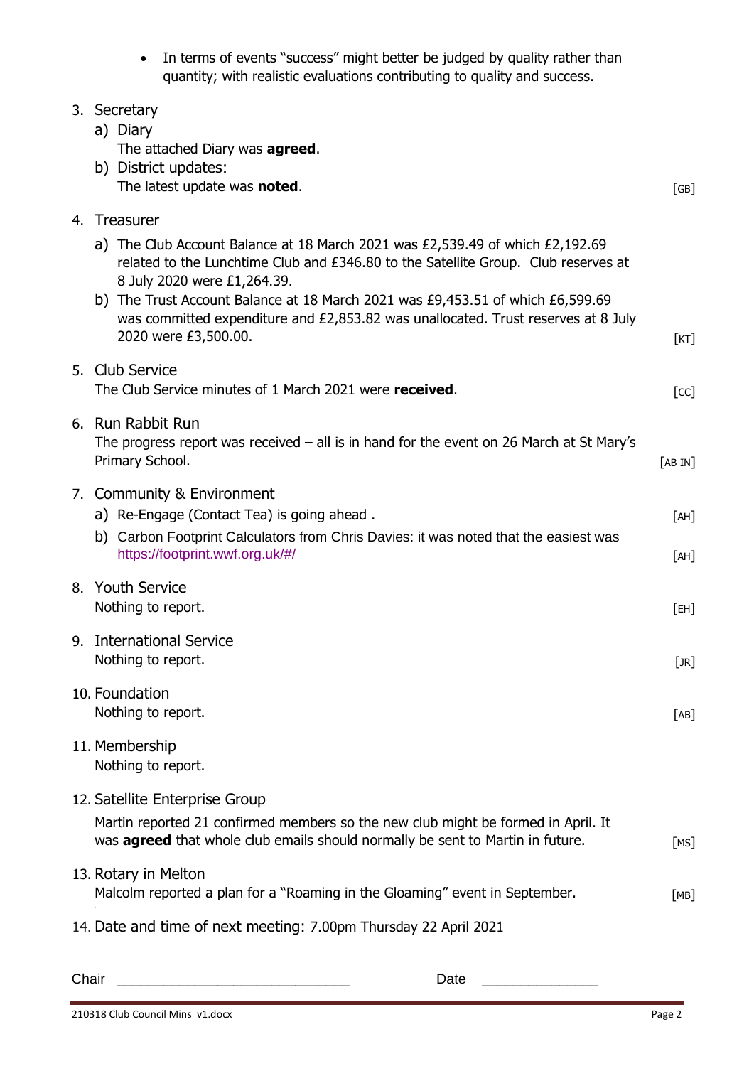- In terms of events "success" might better be judged by quality rather than quantity; with realistic evaluations contributing to quality and success.

3. Secretary
   a) Diary
      The attached Diary was **agreed**.
   b) District updates:
      The latest update was **noted**. [GB]

4. Treasurer
   a) The Club Account Balance at 18 March 2021 was £2,539.49 of which £2,192.69 related to the Lunchtime Club and £346.80 to the Satellite Group. Club reserves at 8 July 2020 were £1,264.39.
   b) The Trust Account Balance at 18 March 2021 was £9,453.51 of which £6,599.69 was committed expenditure and £2,853.82 was unallocated. Trust reserves at 8 July 2020 were £3,500.00. [KT]

5. Club Service
   The Club Service minutes of 1 March 2021 were **received**. [CC]

6. Run Rabbit Run
   The progress report was received – all is in hand for the event on 26 March at St Mary's Primary School. [AB IN]

7. Community & Environment
   a) Re-Engage (Contact Tea) is going ahead . [AH]
   b) Carbon Footprint Calculators from Chris Davies: it was noted that the easiest was https://footprint.wwf.org.uk/#/ [AH]

8. Youth Service
   Nothing to report. [EH]

9. International Service
   Nothing to report. [JR]

10. Foundation
    Nothing to report. [AB]

11. Membership
    Nothing to report.

12. Satellite Enterprise Group
    Martin reported 21 confirmed members so the new club might be formed in April. It was **agreed** that whole club emails should normally be sent to Martin in future. [MS]

13. Rotary in Melton
    Malcolm reported a plan for a "Roaming in the Gloaming" event in September. [MB]

14. Date and time of next meeting: 7.00pm Thursday 22 April 2021

Chair ______________________________ Date _______________

210318 Club Council Mins v1.docx